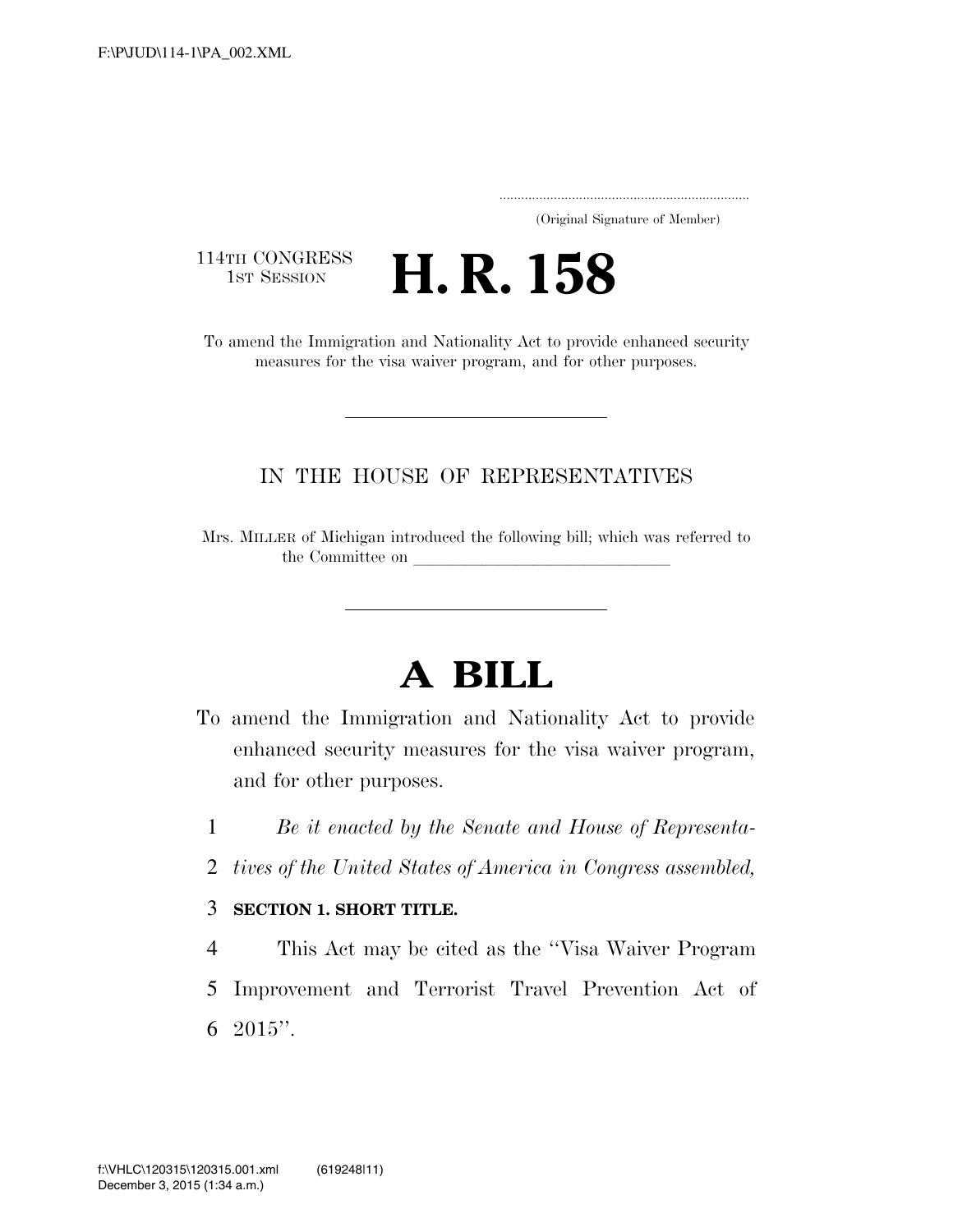(Original Signature of Member)

114TH CONGRESS
1ST SESSION

# H. R. 158

To amend the Immigration and Nationality Act to provide enhanced security measures for the visa waiver program, and for other purposes.

IN THE HOUSE OF REPRESENTATIVES

Mrs. MILLER of Michigan introduced the following bill; which was referred to the Committee on \_\_\_\_\_\_\_\_\_\_\_\_\_\_\_\_\_\_\_\_\_\_\_\_\_\_\_\_\_\_

# A BILL

To amend the Immigration and Nationality Act to provide enhanced security measures for the visa waiver program, and for other purposes.

1 *Be it enacted by the Senate and House of Representa-*
2 *tives of the United States of America in Congress assembled,*

3 **SECTION 1. SHORT TITLE.**

4 This Act may be cited as the ''Visa Waiver Program
5 Improvement and Terrorist Travel Prevention Act of
6 2015''.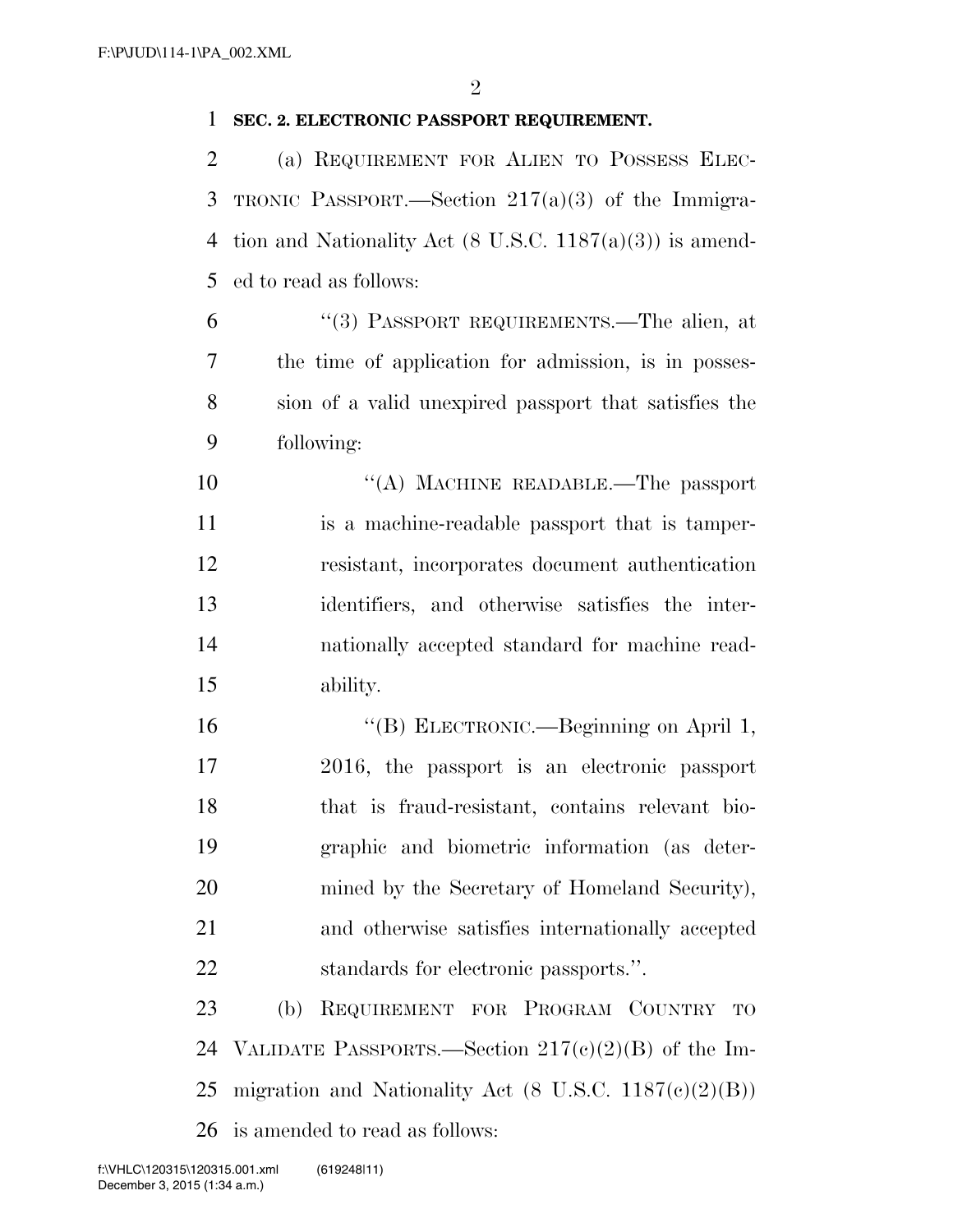**SEC. 2. ELECTRONIC PASSPORT REQUIREMENT.**

(a) REQUIREMENT FOR ALIEN TO POSSESS ELECTRONIC PASSPORT.—Section 217(a)(3) of the Immigration and Nationality Act (8 U.S.C. 1187(a)(3)) is amended to read as follows:

"(3) PASSPORT REQUIREMENTS.—The alien, at the time of application for admission, is in possession of a valid unexpired passport that satisfies the following:

"(A) MACHINE READABLE.—The passport is a machine-readable passport that is tamper-resistant, incorporates document authentication identifiers, and otherwise satisfies the internationally accepted standard for machine readability.

"(B) ELECTRONIC.—Beginning on April 1, 2016, the passport is an electronic passport that is fraud-resistant, contains relevant biographic and biometric information (as determined by the Secretary of Homeland Security), and otherwise satisfies internationally accepted standards for electronic passports.".

(b) REQUIREMENT FOR PROGRAM COUNTRY TO VALIDATE PASSPORTS.—Section 217(c)(2)(B) of the Immigration and Nationality Act (8 U.S.C. 1187(c)(2)(B)) is amended to read as follows: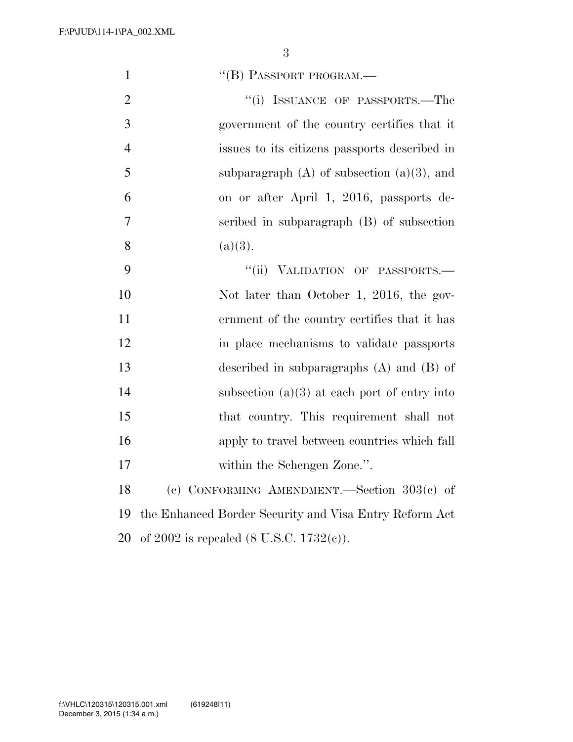"(B) PASSPORT PROGRAM.—

"(i) ISSUANCE OF PASSPORTS.—The government of the country certifies that it issues to its citizens passports described in subparagraph (A) of subsection (a)(3), and on or after April 1, 2016, passports described in subparagraph (B) of subsection (a)(3).

"(ii) VALIDATION OF PASSPORTS.—Not later than October 1, 2016, the government of the country certifies that it has in place mechanisms to validate passports described in subparagraphs (A) and (B) of subsection (a)(3) at each port of entry into that country. This requirement shall not apply to travel between countries which fall within the Schengen Zone.".

(c) CONFORMING AMENDMENT.—Section 303(c) of the Enhanced Border Security and Visa Entry Reform Act of 2002 is repealed (8 U.S.C. 1732(c)).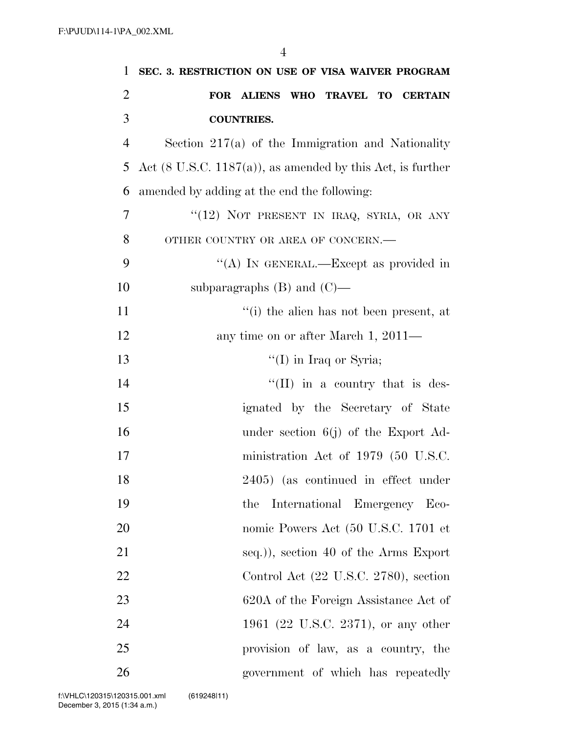**SEC. 3. RESTRICTION ON USE OF VISA WAIVER PROGRAM FOR ALIENS WHO TRAVEL TO CERTAIN COUNTRIES.**

Section 217(a) of the Immigration and Nationality Act (8 U.S.C. 1187(a)), as amended by this Act, is further amended by adding at the end the following:

"(12) NOT PRESENT IN IRAQ, SYRIA, OR ANY OTHER COUNTRY OR AREA OF CONCERN.—

"(A) IN GENERAL.—Except as provided in subparagraphs (B) and (C)—

"(i) the alien has not been present, at any time on or after March 1, 2011—

"(I) in Iraq or Syria;

"(II) in a country that is designated by the Secretary of State under section 6(j) of the Export Administration Act of 1979 (50 U.S.C. 2405) (as continued in effect under the International Emergency Economic Powers Act (50 U.S.C. 1701 et seq.)), section 40 of the Arms Export Control Act (22 U.S.C. 2780), section 620A of the Foreign Assistance Act of 1961 (22 U.S.C. 2371), or any other provision of law, as a country, the government of which has repeatedly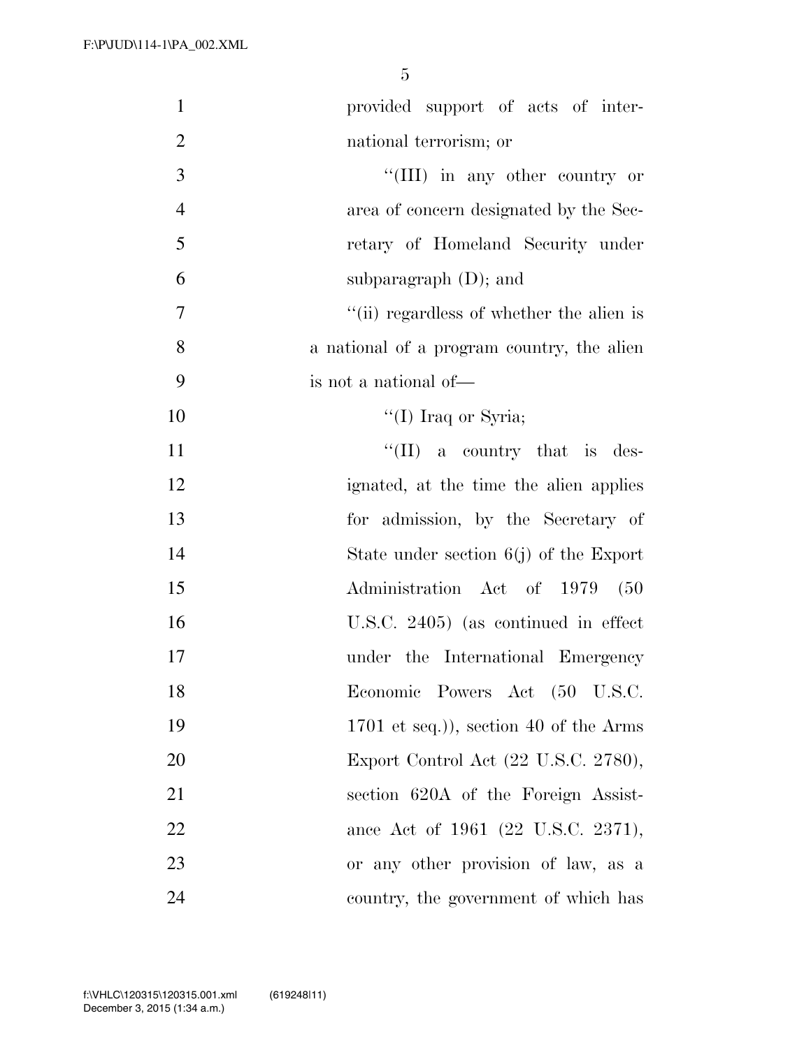provided support of acts of international terrorism; or

"(III) in any other country or area of concern designated by the Secretary of Homeland Security under subparagraph (D); and

"(ii) regardless of whether the alien is a national of a program country, the alien is not a national of—

"(I) Iraq or Syria;

"(II) a country that is designated, at the time the alien applies for admission, by the Secretary of State under section 6(j) of the Export Administration Act of 1979 (50 U.S.C. 2405) (as continued in effect under the International Emergency Economic Powers Act (50 U.S.C. 1701 et seq.)), section 40 of the Arms Export Control Act (22 U.S.C. 2780), section 620A of the Foreign Assistance Act of 1961 (22 U.S.C. 2371), or any other provision of law, as a country, the government of which has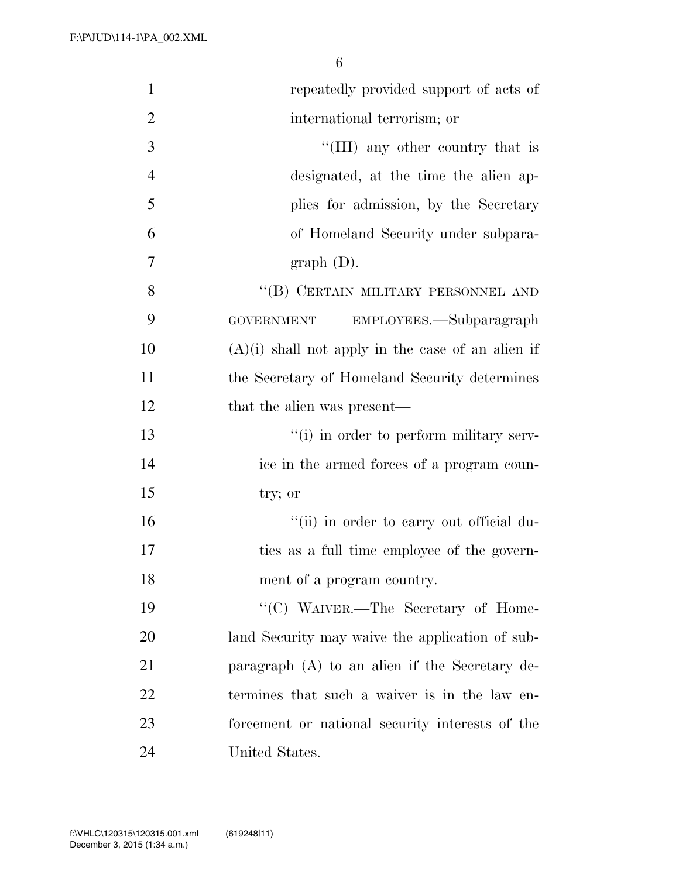repeatedly provided support of acts of international terrorism; or

''(III) any other country that is designated, at the time the alien applies for admission, by the Secretary of Homeland Security under subparagraph (D).

''(B) CERTAIN MILITARY PERSONNEL AND GOVERNMENT EMPLOYEES.—Subparagraph (A)(i) shall not apply in the case of an alien if the Secretary of Homeland Security determines that the alien was present—

''(i) in order to perform military service in the armed forces of a program country; or

''(ii) in order to carry out official duties as a full time employee of the government of a program country.

''(C) WAIVER.—The Secretary of Homeland Security may waive the application of subparagraph (A) to an alien if the Secretary determines that such a waiver is in the law enforcement or national security interests of the United States.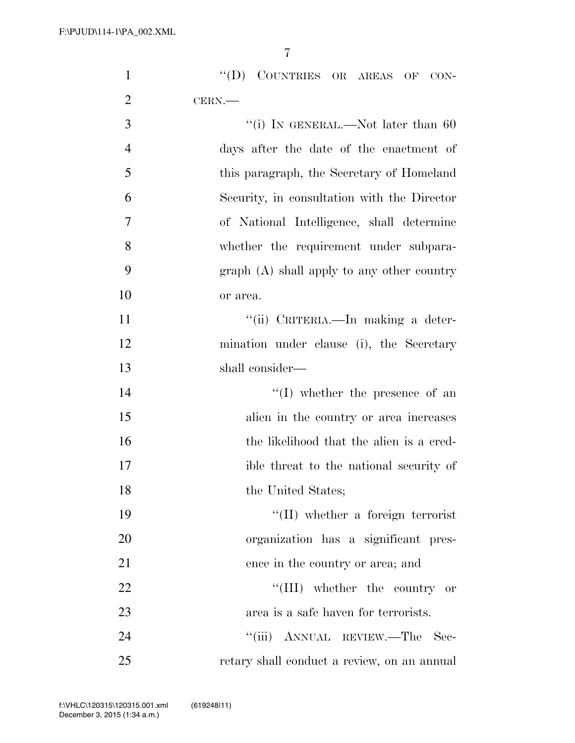"(D) COUNTRIES OR AREAS OF CONCERN.—

"(i) IN GENERAL.—Not later than 60 days after the date of the enactment of this paragraph, the Secretary of Homeland Security, in consultation with the Director of National Intelligence, shall determine whether the requirement under subparagraph (A) shall apply to any other country or area.

"(ii) CRITERIA.—In making a determination under clause (i), the Secretary shall consider—

"(I) whether the presence of an alien in the country or area increases the likelihood that the alien is a credible threat to the national security of the United States;

"(II) whether a foreign terrorist organization has a significant presence in the country or area; and

"(III) whether the country or area is a safe haven for terrorists.

"(iii) ANNUAL REVIEW.—The Secretary shall conduct a review, on an annual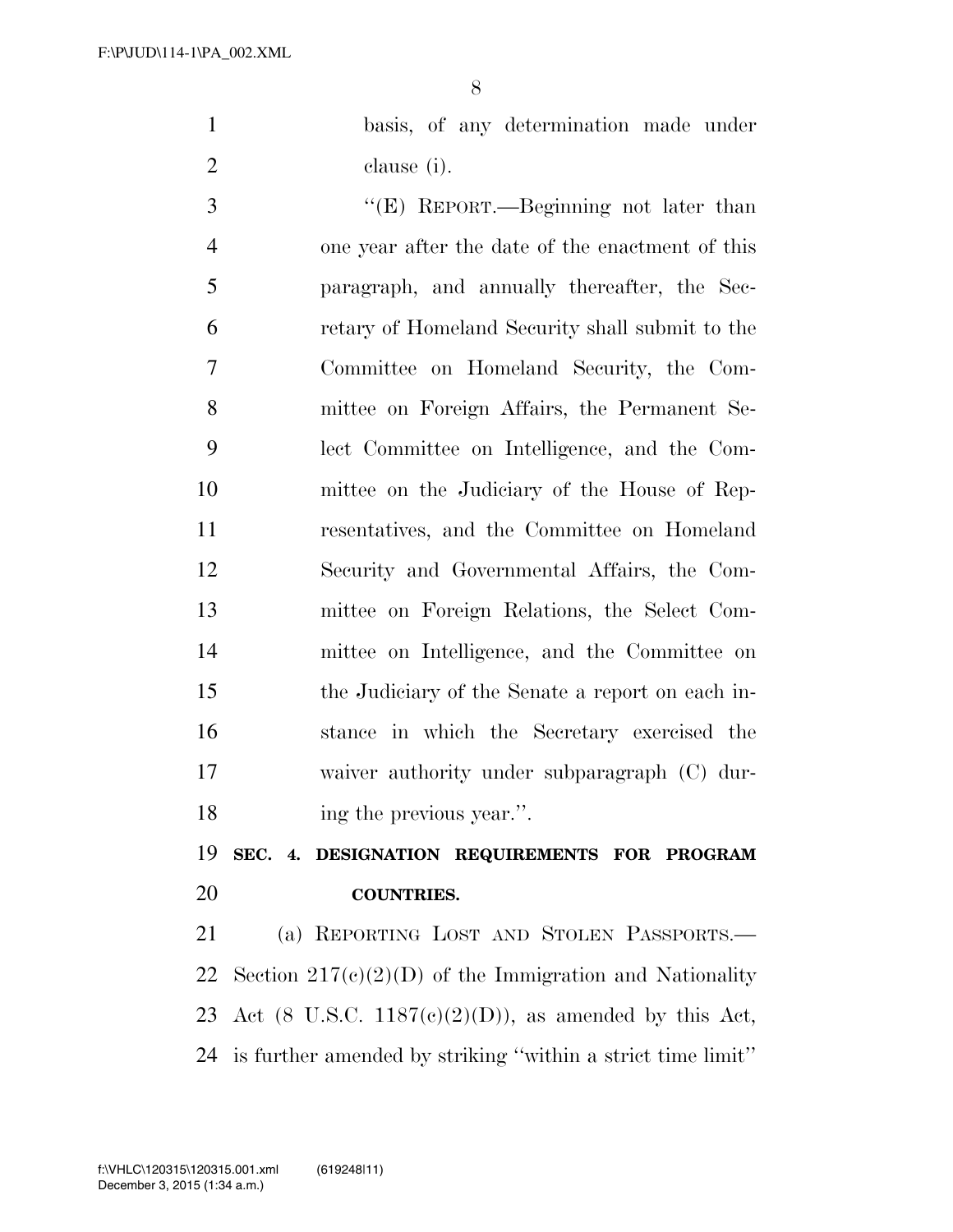basis, of any determination made under clause (i).

"(E) REPORT.—Beginning not later than one year after the date of the enactment of this paragraph, and annually thereafter, the Secretary of Homeland Security shall submit to the Committee on Homeland Security, the Committee on Foreign Affairs, the Permanent Select Committee on Intelligence, and the Committee on the Judiciary of the House of Representatives, and the Committee on Homeland Security and Governmental Affairs, the Committee on Foreign Relations, the Select Committee on Intelligence, and the Committee on the Judiciary of the Senate a report on each instance in which the Secretary exercised the waiver authority under subparagraph (C) during the previous year.".

**SEC. 4. DESIGNATION REQUIREMENTS FOR PROGRAM COUNTRIES.**

(a) REPORTING LOST AND STOLEN PASSPORTS.—Section 217(c)(2)(D) of the Immigration and Nationality Act (8 U.S.C. 1187(c)(2)(D)), as amended by this Act, is further amended by striking "within a strict time limit"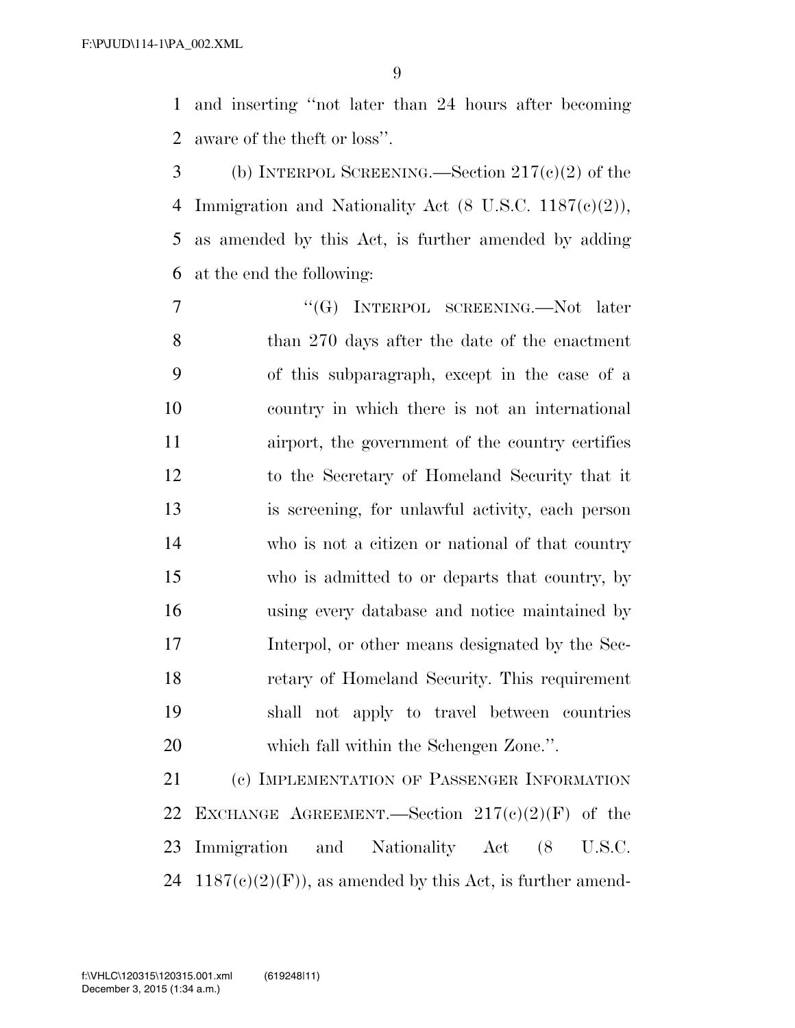and inserting "not later than 24 hours after becoming aware of the theft or loss".

(b) INTERPOL SCREENING.—Section 217(c)(2) of the Immigration and Nationality Act (8 U.S.C. 1187(c)(2)), as amended by this Act, is further amended by adding at the end the following:

"(G) INTERPOL SCREENING.—Not later than 270 days after the date of the enactment of this subparagraph, except in the case of a country in which there is not an international airport, the government of the country certifies to the Secretary of Homeland Security that it is screening, for unlawful activity, each person who is not a citizen or national of that country who is admitted to or departs that country, by using every database and notice maintained by Interpol, or other means designated by the Secretary of Homeland Security. This requirement shall not apply to travel between countries which fall within the Schengen Zone.".

(c) IMPLEMENTATION OF PASSENGER INFORMATION EXCHANGE AGREEMENT.—Section 217(c)(2)(F) of the Immigration and Nationality Act (8 U.S.C. 1187(c)(2)(F)), as amended by this Act, is further amend-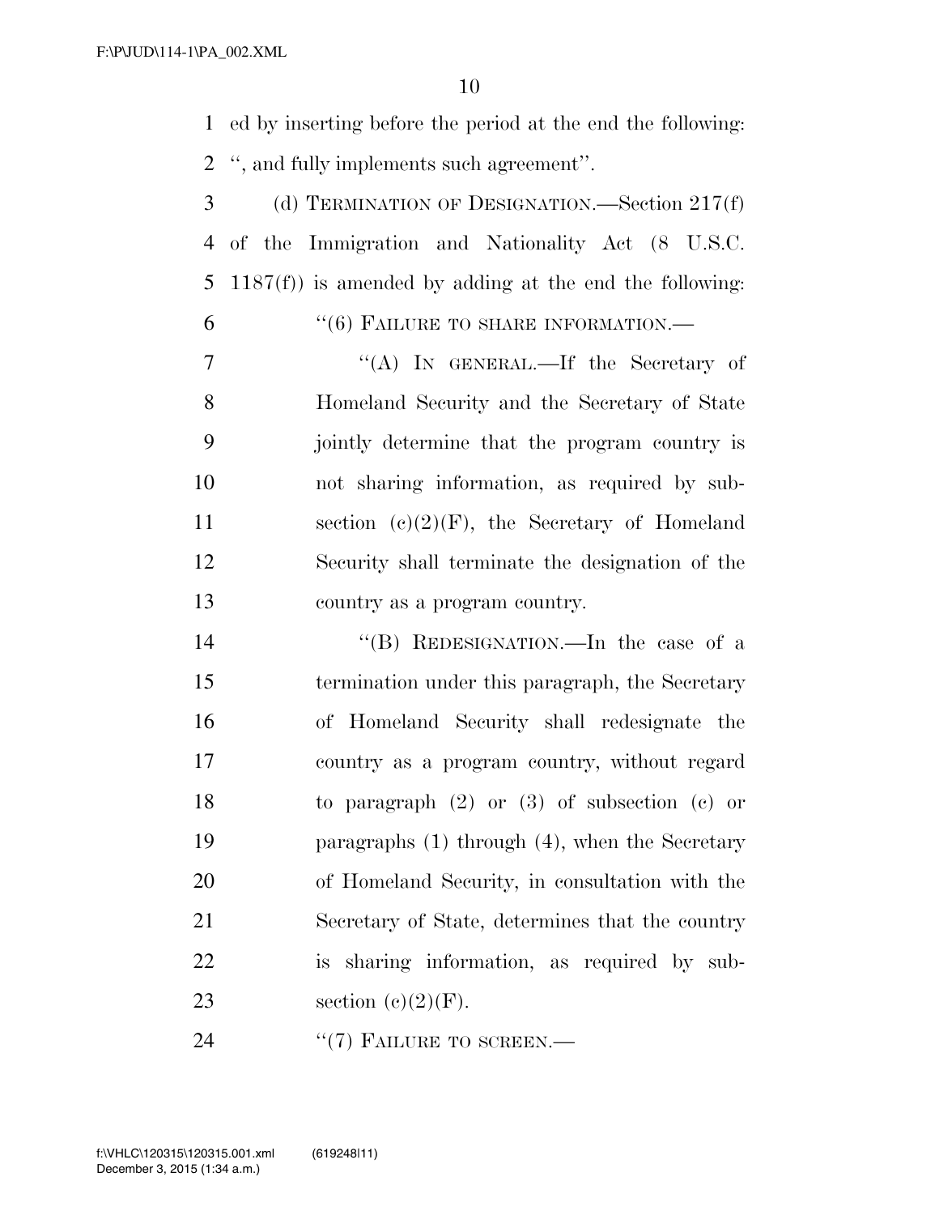ed by inserting before the period at the end the following: '', and fully implements such agreement''.

(d) TERMINATION OF DESIGNATION.—Section 217(f) of the Immigration and Nationality Act (8 U.S.C. 1187(f)) is amended by adding at the end the following:

> ''(6) FAILURE TO SHARE INFORMATION.—
>
> > ''(A) IN GENERAL.—If the Secretary of Homeland Security and the Secretary of State jointly determine that the program country is not sharing information, as required by subsection (c)(2)(F), the Secretary of Homeland Security shall terminate the designation of the country as a program country.
> >
> > ''(B) REDESIGNATION.—In the case of a termination under this paragraph, the Secretary of Homeland Security shall redesignate the country as a program country, without regard to paragraph (2) or (3) of subsection (c) or paragraphs (1) through (4), when the Secretary of Homeland Security, in consultation with the Secretary of State, determines that the country is sharing information, as required by subsection (c)(2)(F).
>
> ''(7) FAILURE TO SCREEN.—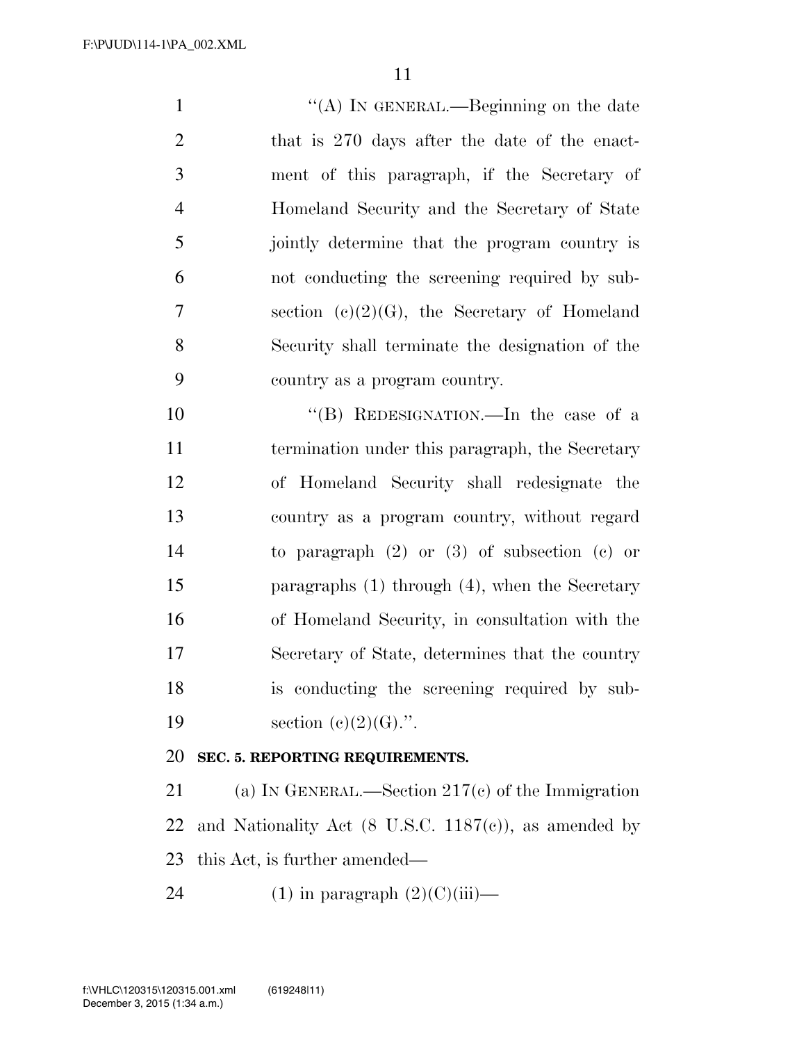"(A) IN GENERAL.—Beginning on the date that is 270 days after the date of the enactment of this paragraph, if the Secretary of Homeland Security and the Secretary of State jointly determine that the program country is not conducting the screening required by subsection (c)(2)(G), the Secretary of Homeland Security shall terminate the designation of the country as a program country.

"(B) REDESIGNATION.—In the case of a termination under this paragraph, the Secretary of Homeland Security shall redesignate the country as a program country, without regard to paragraph (2) or (3) of subsection (c) or paragraphs (1) through (4), when the Secretary of Homeland Security, in consultation with the Secretary of State, determines that the country is conducting the screening required by subsection (c)(2)(G).".

**SEC. 5. REPORTING REQUIREMENTS.**

(a) IN GENERAL.—Section 217(c) of the Immigration and Nationality Act (8 U.S.C. 1187(c)), as amended by this Act, is further amended—

(1) in paragraph (2)(C)(iii)—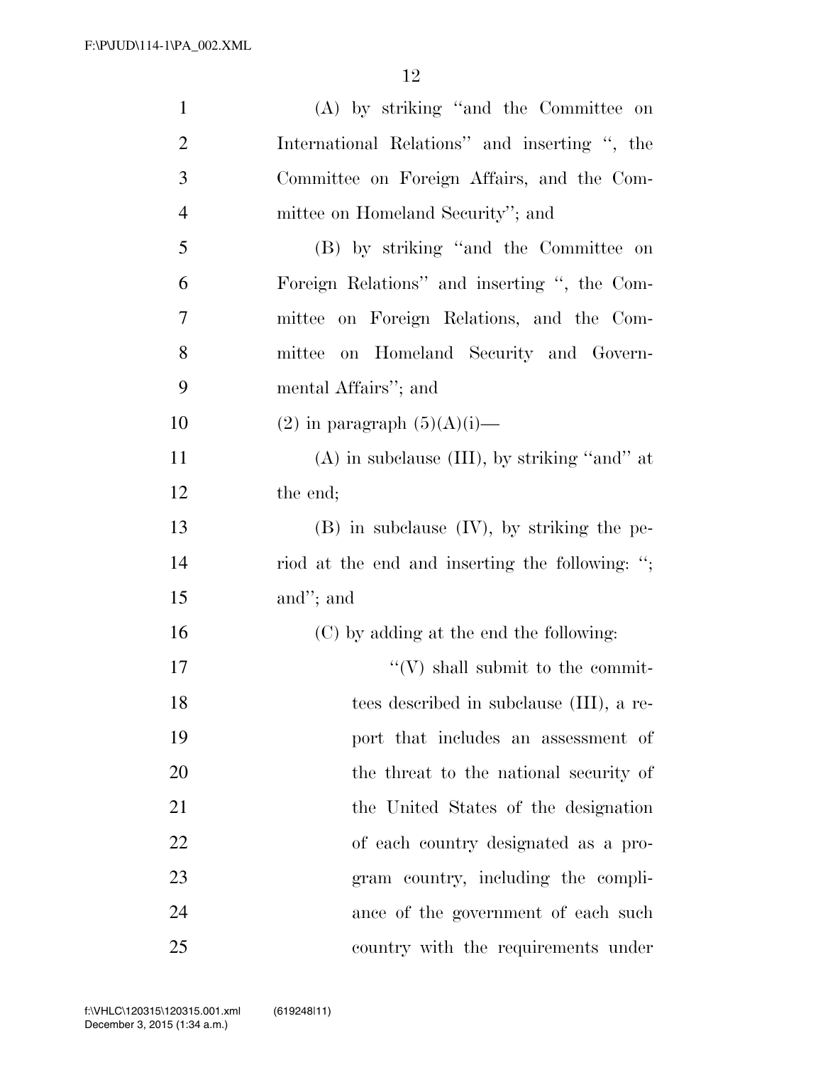(A) by striking "and the Committee on International Relations" and inserting ", the Committee on Foreign Affairs, and the Committee on Homeland Security"; and

(B) by striking "and the Committee on Foreign Relations" and inserting ", the Committee on Foreign Relations, and the Committee on Homeland Security and Governmental Affairs"; and

(2) in paragraph (5)(A)(i)—

(A) in subclause (III), by striking "and" at the end;

(B) in subclause (IV), by striking the period at the end and inserting the following: "; and"; and

(C) by adding at the end the following:

"(V) shall submit to the committees described in subclause (III), a report that includes an assessment of the threat to the national security of the United States of the designation of each country designated as a program country, including the compliance of the government of each such country with the requirements under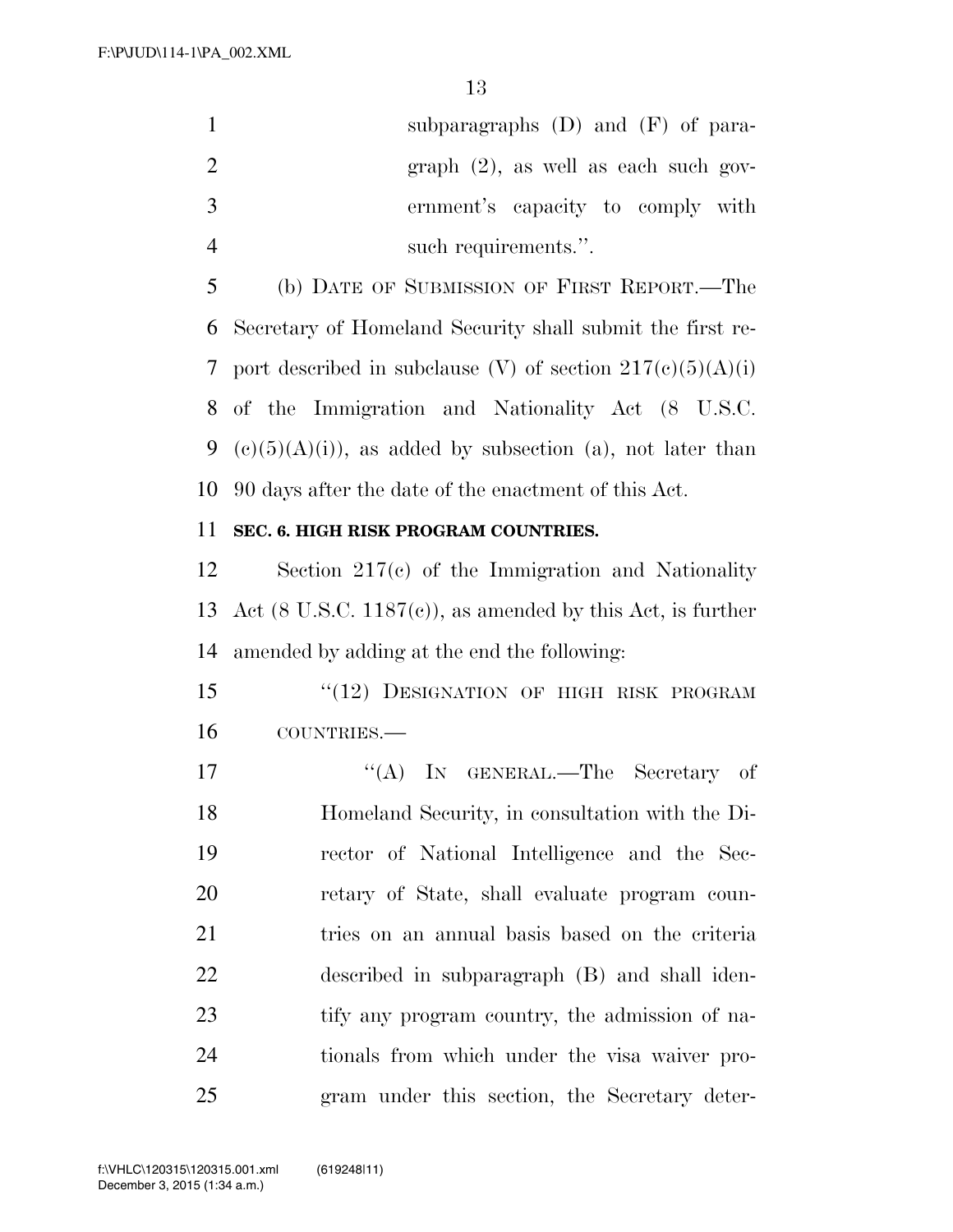subparagraphs (D) and (F) of paragraph (2), as well as each such government's capacity to comply with such requirements.''.

(b) DATE OF SUBMISSION OF FIRST REPORT.—The Secretary of Homeland Security shall submit the first report described in subclause (V) of section 217(c)(5)(A)(i) of the Immigration and Nationality Act (8 U.S.C. (c)(5)(A)(i)), as added by subsection (a), not later than 90 days after the date of the enactment of this Act.

**SEC. 6. HIGH RISK PROGRAM COUNTRIES.**

Section 217(c) of the Immigration and Nationality Act (8 U.S.C. 1187(c)), as amended by this Act, is further amended by adding at the end the following:

''(12) DESIGNATION OF HIGH RISK PROGRAM COUNTRIES.—

''(A) IN GENERAL.—The Secretary of Homeland Security, in consultation with the Director of National Intelligence and the Secretary of State, shall evaluate program countries on an annual basis based on the criteria described in subparagraph (B) and shall identify any program country, the admission of nationals from which under the visa waiver program under this section, the Secretary deter-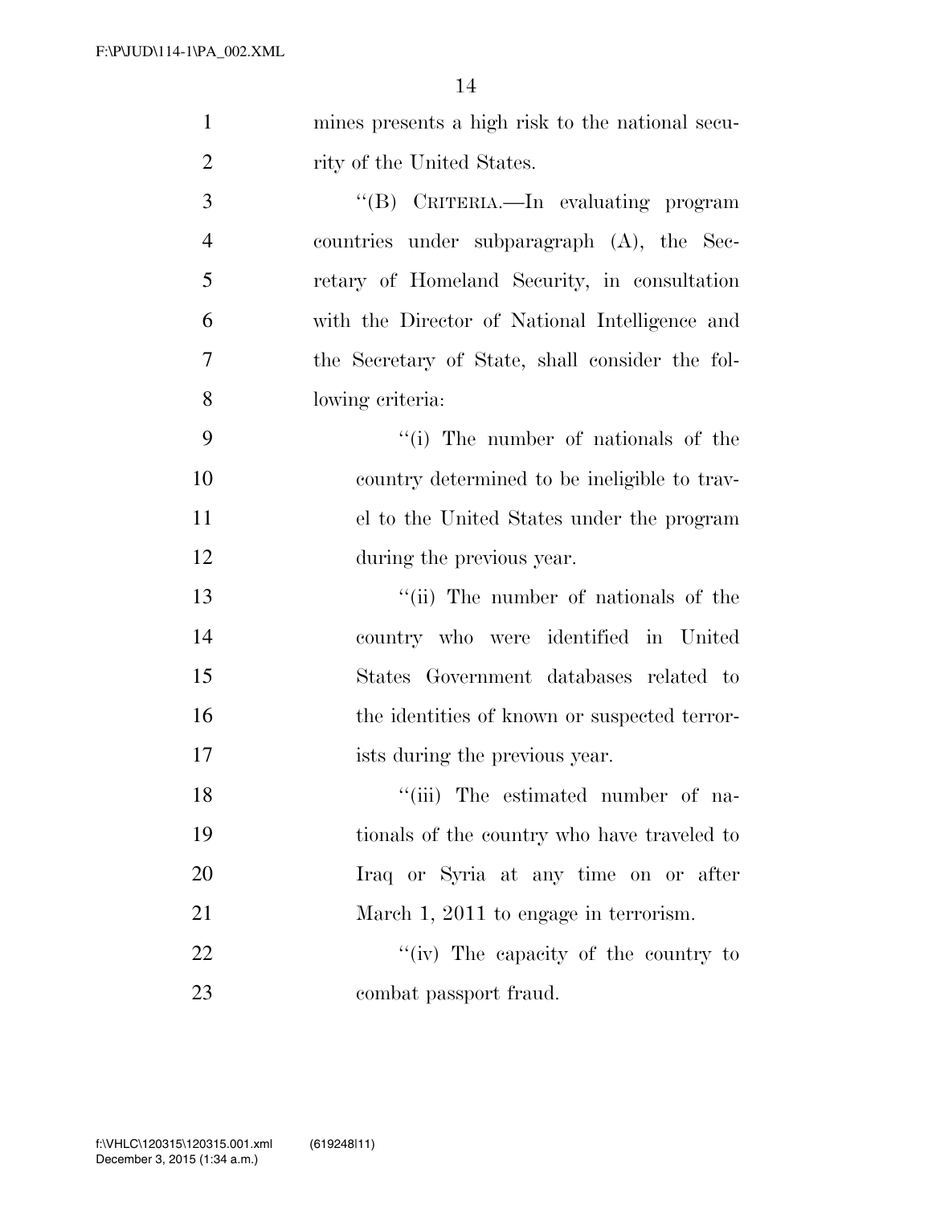mines presents a high risk to the national security of the United States.

''(B) CRITERIA.—In evaluating program countries under subparagraph (A), the Secretary of Homeland Security, in consultation with the Director of National Intelligence and the Secretary of State, shall consider the following criteria:

''(i) The number of nationals of the country determined to be ineligible to travel to the United States under the program during the previous year.

''(ii) The number of nationals of the country who were identified in United States Government databases related to the identities of known or suspected terrorists during the previous year.

''(iii) The estimated number of nationals of the country who have traveled to Iraq or Syria at any time on or after March 1, 2011 to engage in terrorism.

''(iv) The capacity of the country to combat passport fraud.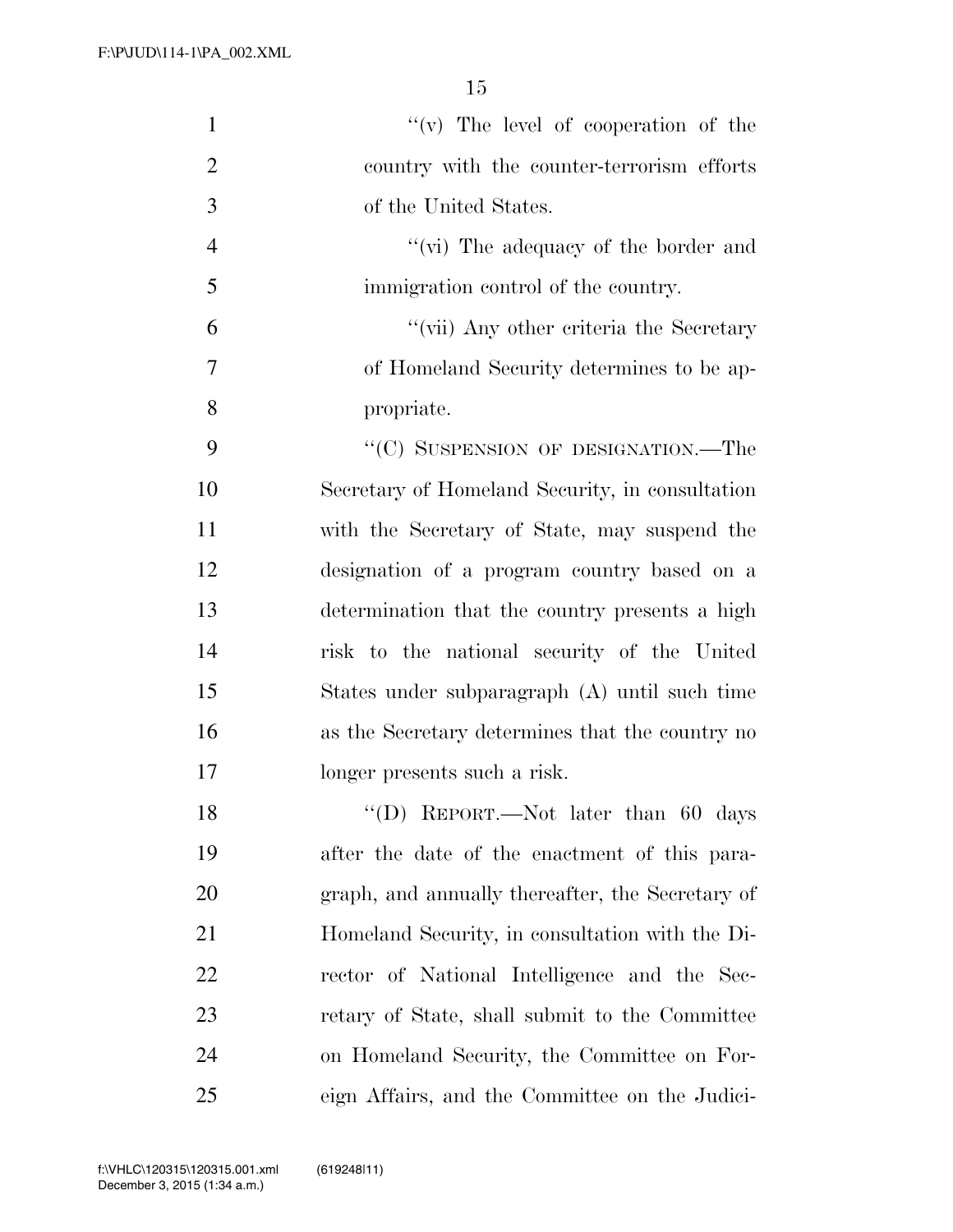"(v) The level of cooperation of the country with the counter-terrorism efforts of the United States.

"(vi) The adequacy of the border and immigration control of the country.

"(vii) Any other criteria the Secretary of Homeland Security determines to be appropriate.

"(C) SUSPENSION OF DESIGNATION.—The Secretary of Homeland Security, in consultation with the Secretary of State, may suspend the designation of a program country based on a determination that the country presents a high risk to the national security of the United States under subparagraph (A) until such time as the Secretary determines that the country no longer presents such a risk.

"(D) REPORT.—Not later than 60 days after the date of the enactment of this paragraph, and annually thereafter, the Secretary of Homeland Security, in consultation with the Director of National Intelligence and the Secretary of State, shall submit to the Committee on Homeland Security, the Committee on Foreign Affairs, and the Committee on the Judici-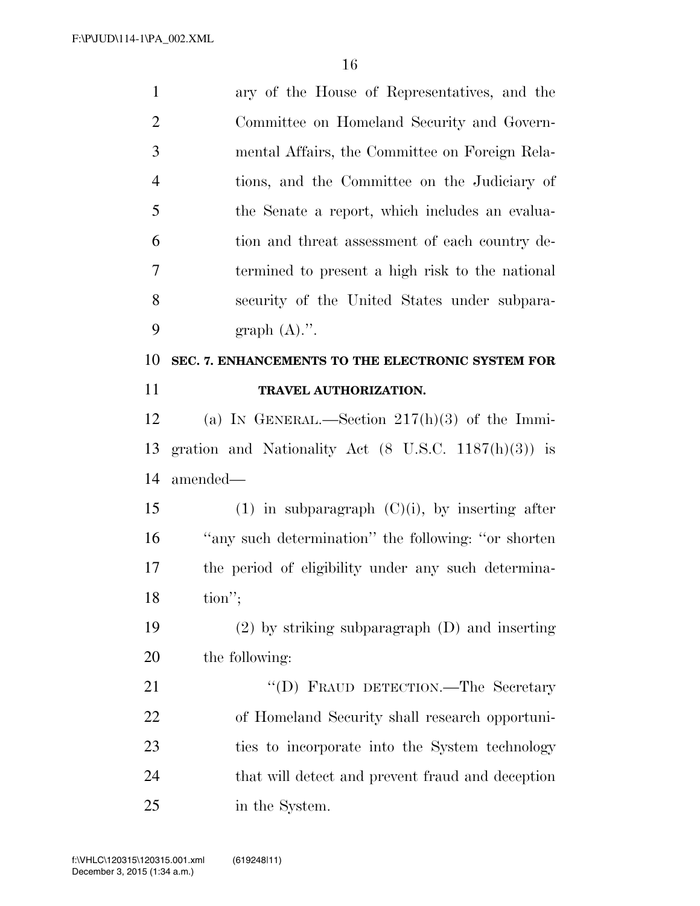ary of the House of Representatives, and the Committee on Homeland Security and Governmental Affairs, the Committee on Foreign Relations, and the Committee on the Judiciary of the Senate a report, which includes an evaluation and threat assessment of each country determined to present a high risk to the national security of the United States under subparagraph (A).''.

**SEC. 7. ENHANCEMENTS TO THE ELECTRONIC SYSTEM FOR TRAVEL AUTHORIZATION.**

(a) IN GENERAL.—Section 217(h)(3) of the Immigration and Nationality Act (8 U.S.C. 1187(h)(3)) is amended—

(1) in subparagraph (C)(i), by inserting after ''any such determination'' the following: ''or shorten the period of eligibility under any such determination'';

(2) by striking subparagraph (D) and inserting the following:

''(D) FRAUD DETECTION.—The Secretary of Homeland Security shall research opportunities to incorporate into the System technology that will detect and prevent fraud and deception in the System.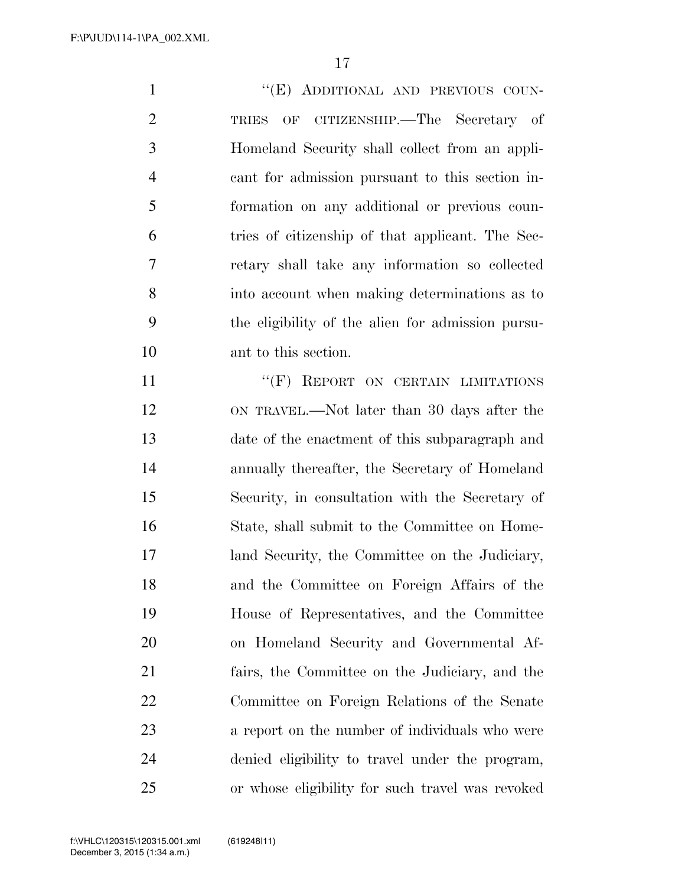"(E) ADDITIONAL AND PREVIOUS COUNTRIES OF CITIZENSHIP.—The Secretary of Homeland Security shall collect from an applicant for admission pursuant to this section information on any additional or previous countries of citizenship of that applicant. The Secretary shall take any information so collected into account when making determinations as to the eligibility of the alien for admission pursuant to this section.

"(F) REPORT ON CERTAIN LIMITATIONS ON TRAVEL.—Not later than 30 days after the date of the enactment of this subparagraph and annually thereafter, the Secretary of Homeland Security, in consultation with the Secretary of State, shall submit to the Committee on Homeland Security, the Committee on the Judiciary, and the Committee on Foreign Affairs of the House of Representatives, and the Committee on Homeland Security and Governmental Affairs, the Committee on the Judiciary, and the Committee on Foreign Relations of the Senate a report on the number of individuals who were denied eligibility to travel under the program, or whose eligibility for such travel was revoked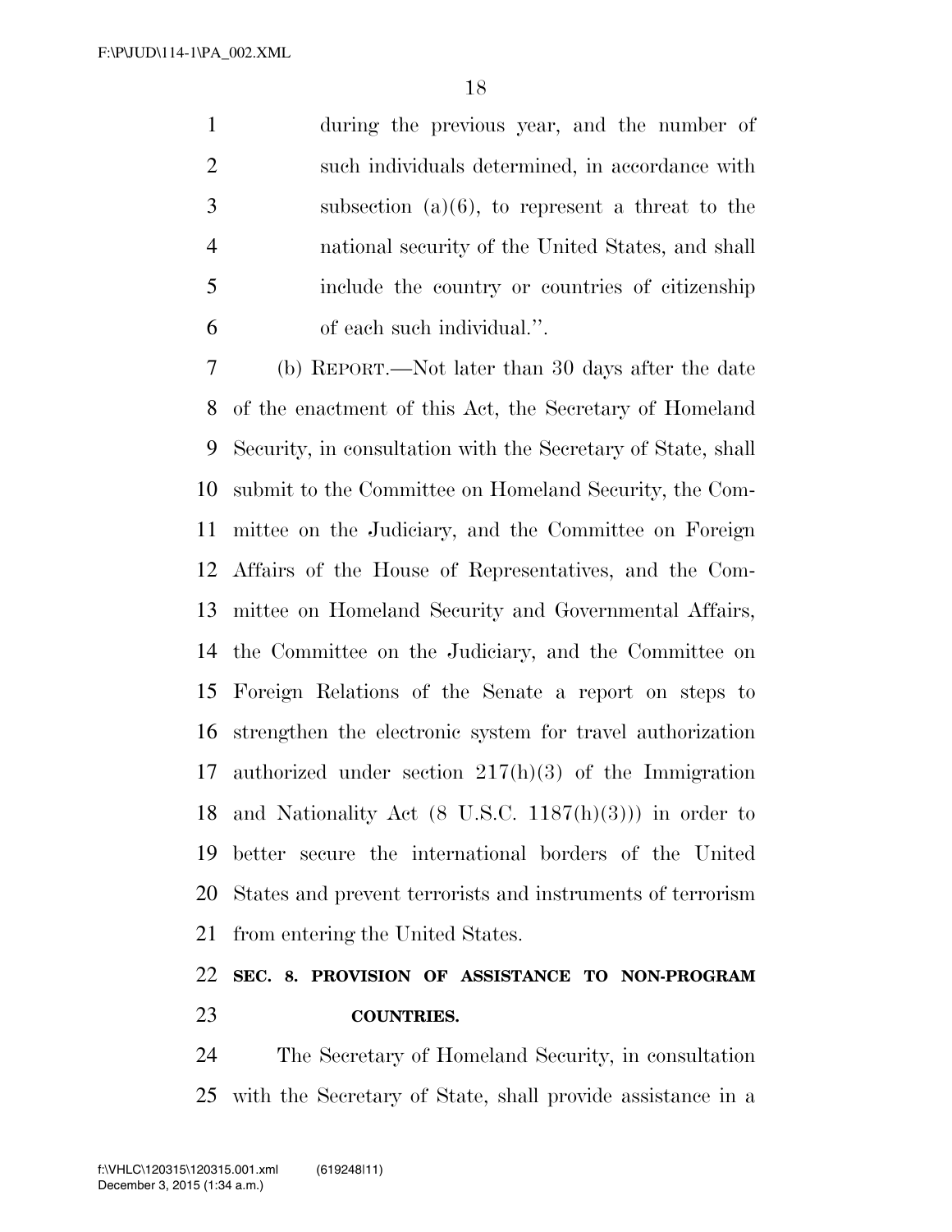during the previous year, and the number of such individuals determined, in accordance with subsection (a)(6), to represent a threat to the national security of the United States, and shall include the country or countries of citizenship of each such individual.''.

(b) REPORT.—Not later than 30 days after the date of the enactment of this Act, the Secretary of Homeland Security, in consultation with the Secretary of State, shall submit to the Committee on Homeland Security, the Committee on the Judiciary, and the Committee on Foreign Affairs of the House of Representatives, and the Committee on Homeland Security and Governmental Affairs, the Committee on the Judiciary, and the Committee on Foreign Relations of the Senate a report on steps to strengthen the electronic system for travel authorization authorized under section 217(h)(3) of the Immigration and Nationality Act (8 U.S.C. 1187(h)(3))) in order to better secure the international borders of the United States and prevent terrorists and instruments of terrorism from entering the United States.

**SEC. 8. PROVISION OF ASSISTANCE TO NON-PROGRAM COUNTRIES.**

The Secretary of Homeland Security, in consultation with the Secretary of State, shall provide assistance in a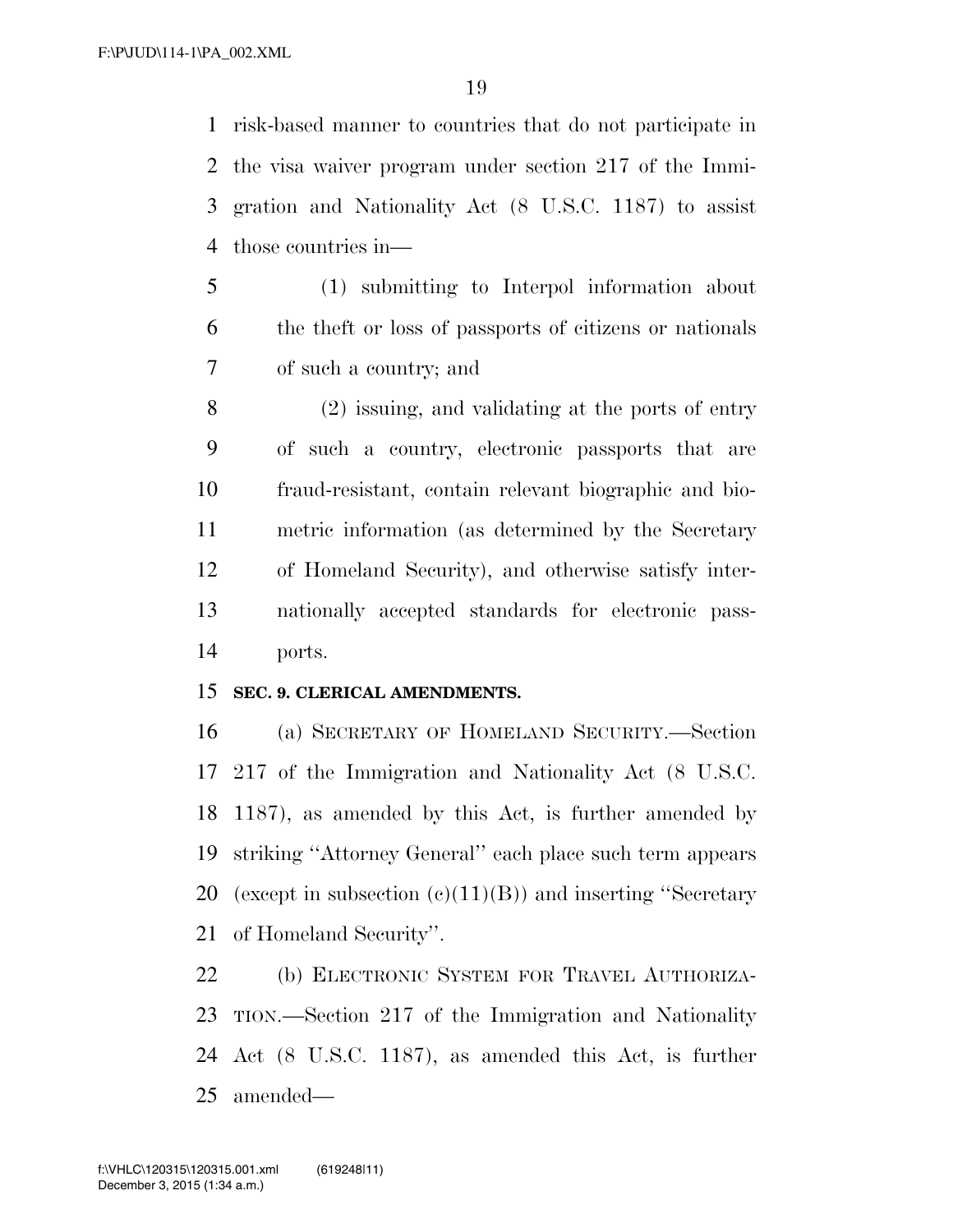risk-based manner to countries that do not participate in the visa waiver program under section 217 of the Immigration and Nationality Act (8 U.S.C. 1187) to assist those countries in—

(1) submitting to Interpol information about the theft or loss of passports of citizens or nationals of such a country; and

(2) issuing, and validating at the ports of entry of such a country, electronic passports that are fraud-resistant, contain relevant biographic and biometric information (as determined by the Secretary of Homeland Security), and otherwise satisfy internationally accepted standards for electronic passports.

**SEC. 9. CLERICAL AMENDMENTS.**

(a) SECRETARY OF HOMELAND SECURITY.—Section 217 of the Immigration and Nationality Act (8 U.S.C. 1187), as amended by this Act, is further amended by striking ''Attorney General'' each place such term appears (except in subsection (c)(11)(B)) and inserting ''Secretary of Homeland Security''.

(b) ELECTRONIC SYSTEM FOR TRAVEL AUTHORIZATION.—Section 217 of the Immigration and Nationality Act (8 U.S.C. 1187), as amended this Act, is further amended—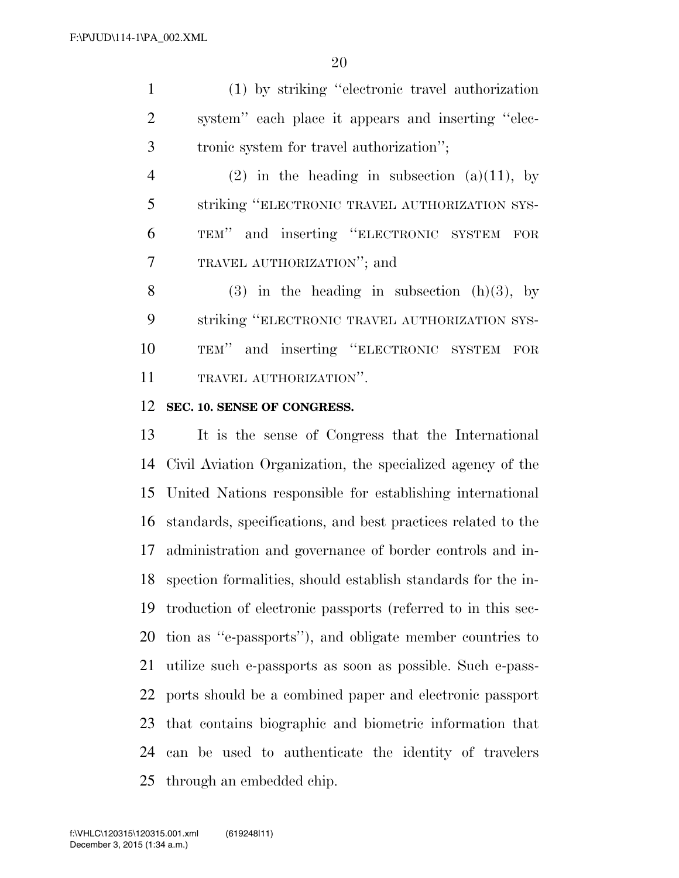(1) by striking "electronic travel authorization system" each place it appears and inserting "electronic system for travel authorization";

(2) in the heading in subsection (a)(11), by striking "ELECTRONIC TRAVEL AUTHORIZATION SYSTEM" and inserting "ELECTRONIC SYSTEM FOR TRAVEL AUTHORIZATION"; and

(3) in the heading in subsection (h)(3), by striking "ELECTRONIC TRAVEL AUTHORIZATION SYSTEM" and inserting "ELECTRONIC SYSTEM FOR TRAVEL AUTHORIZATION".

**SEC. 10. SENSE OF CONGRESS.**

It is the sense of Congress that the International Civil Aviation Organization, the specialized agency of the United Nations responsible for establishing international standards, specifications, and best practices related to the administration and governance of border controls and inspection formalities, should establish standards for the introduction of electronic passports (referred to in this section as "e-passports"), and obligate member countries to utilize such e-passports as soon as possible. Such e-passports should be a combined paper and electronic passport that contains biographic and biometric information that can be used to authenticate the identity of travelers through an embedded chip.